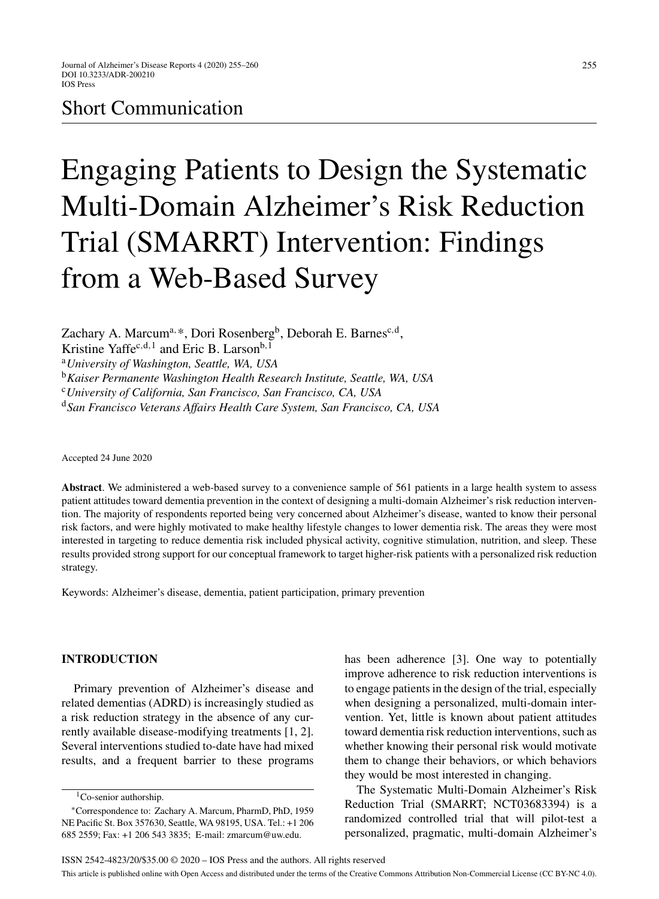Short Communication

# Engaging Patients to Design the Systematic Multi-Domain Alzheimer's Risk Reduction Trial (SMARRT) Intervention: Findings from a Web-Based Survey

Zachary A. Marcum[a,*], Dori Rosenberg[b], Deborah E. Barnes[c,d], Kristine Yaffe[c,d,1] and Eric B. Larson[b,1]

[a] *University of Washington, Seattle, WA, USA*
[b] *Kaiser Permanente Washington Health Research Institute, Seattle, WA, USA*
[c] *University of California, San Francisco, San Francisco, CA, USA*
[d] *San Francisco Veterans Affairs Health Care System, San Francisco, CA, USA*

Accepted 24 June 2020

**Abstract**. We administered a web-based survey to a convenience sample of 561 patients in a large health system to assess patient attitudes toward dementia prevention in the context of designing a multi-domain Alzheimer's risk reduction intervention. The majority of respondents reported being very concerned about Alzheimer's disease, wanted to know their personal risk factors, and were highly motivated to make healthy lifestyle changes to lower dementia risk. The areas they were most interested in targeting to reduce dementia risk included physical activity, cognitive stimulation, nutrition, and sleep. These results provided strong support for our conceptual framework to target higher-risk patients with a personalized risk reduction strategy.

Keywords: Alzheimer's disease, dementia, patient participation, primary prevention

## INTRODUCTION

Primary prevention of Alzheimer's disease and related dementias (ADRD) is increasingly studied as a risk reduction strategy in the absence of any currently available disease-modifying treatments [1, 2]. Several interventions studied to-date have had mixed results, and a frequent barrier to these programs has been adherence [3]. One way to potentially improve adherence to risk reduction interventions is to engage patients in the design of the trial, especially when designing a personalized, multi-domain intervention. Yet, little is known about patient attitudes toward dementia risk reduction interventions, such as whether knowing their personal risk would motivate them to change their behaviors, or which behaviors they would be most interested in changing.

The Systematic Multi-Domain Alzheimer's Risk Reduction Trial (SMARRT; NCT03683394) is a randomized controlled trial that will pilot-test a personalized, pragmatic, multi-domain Alzheimer's

[1] Co-senior authorship.

*Correspondence to: Zachary A. Marcum, PharmD, PhD, 1959 NE Pacific St. Box 357630, Seattle, WA 98195, USA. Tel.: +1 206 685 2559; Fax: +1 206 543 3835; E-mail: zmarcum@uw.edu.

ISSN 2542-4823/20/$35.00 © 2020 – IOS Press and the authors. All rights reserved

This article is published online with Open Access and distributed under the terms of the Creative Commons Attribution Non-Commercial License (CC BY-NC 4.0).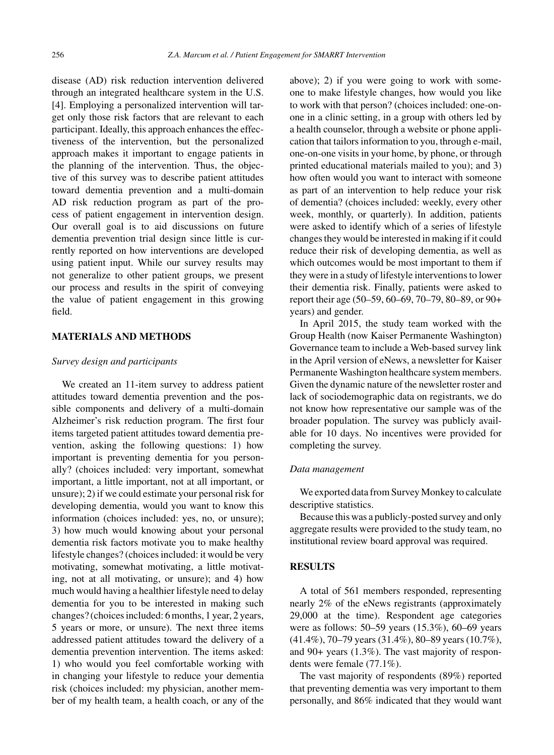disease (AD) risk reduction intervention delivered through an integrated healthcare system in the U.S. [4]. Employing a personalized intervention will target only those risk factors that are relevant to each participant. Ideally, this approach enhances the effectiveness of the intervention, but the personalized approach makes it important to engage patients in the planning of the intervention. Thus, the objective of this survey was to describe patient attitudes toward dementia prevention and a multi-domain AD risk reduction program as part of the process of patient engagement in intervention design. Our overall goal is to aid discussions on future dementia prevention trial design since little is currently reported on how interventions are developed using patient input. While our survey results may not generalize to other patient groups, we present our process and results in the spirit of conveying the value of patient engagement in this growing field.

## MATERIALS AND METHODS

### *Survey design and participants*

We created an 11-item survey to address patient attitudes toward dementia prevention and the possible components and delivery of a multi-domain Alzheimer's risk reduction program. The first four items targeted patient attitudes toward dementia prevention, asking the following questions: 1) how important is preventing dementia for you personally? (choices included: very important, somewhat important, a little important, not at all important, or unsure); 2) if we could estimate your personal risk for developing dementia, would you want to know this information (choices included: yes, no, or unsure); 3) how much would knowing about your personal dementia risk factors motivate you to make healthy lifestyle changes? (choices included: it would be very motivating, somewhat motivating, a little motivating, not at all motivating, or unsure); and 4) how much would having a healthier lifestyle need to delay dementia for you to be interested in making such changes? (choices included: 6 months, 1 year, 2 years, 5 years or more, or unsure). The next three items addressed patient attitudes toward the delivery of a dementia prevention intervention. The items asked: 1) who would you feel comfortable working with in changing your lifestyle to reduce your dementia risk (choices included: my physician, another member of my health team, a health coach, or any of the above); 2) if you were going to work with someone to make lifestyle changes, how would you like to work with that person? (choices included: one-on-one in a clinic setting, in a group with others led by a health counselor, through a website or phone application that tailors information to you, through e-mail, one-on-one visits in your home, by phone, or through printed educational materials mailed to you); and 3) how often would you want to interact with someone as part of an intervention to help reduce your risk of dementia? (choices included: weekly, every other week, monthly, or quarterly). In addition, patients were asked to identify which of a series of lifestyle changes they would be interested in making if it could reduce their risk of developing dementia, as well as which outcomes would be most important to them if they were in a study of lifestyle interventions to lower their dementia risk. Finally, patients were asked to report their age (50–59, 60–69, 70–79, 80–89, or 90+ years) and gender.

In April 2015, the study team worked with the Group Health (now Kaiser Permanente Washington) Governance team to include a Web-based survey link in the April version of eNews, a newsletter for Kaiser Permanente Washington healthcare system members. Given the dynamic nature of the newsletter roster and lack of sociodemographic data on registrants, we do not know how representative our sample was of the broader population. The survey was publicly available for 10 days. No incentives were provided for completing the survey.

### *Data management*

We exported data from Survey Monkey to calculate descriptive statistics.

Because this was a publicly-posted survey and only aggregate results were provided to the study team, no institutional review board approval was required.

## RESULTS

A total of 561 members responded, representing nearly 2% of the eNews registrants (approximately 29,000 at the time). Respondent age categories were as follows: 50–59 years (15.3%), 60–69 years (41.4%), 70–79 years (31.4%), 80–89 years (10.7%), and 90+ years (1.3%). The vast majority of respondents were female (77.1%).

The vast majority of respondents (89%) reported that preventing dementia was very important to them personally, and 86% indicated that they would want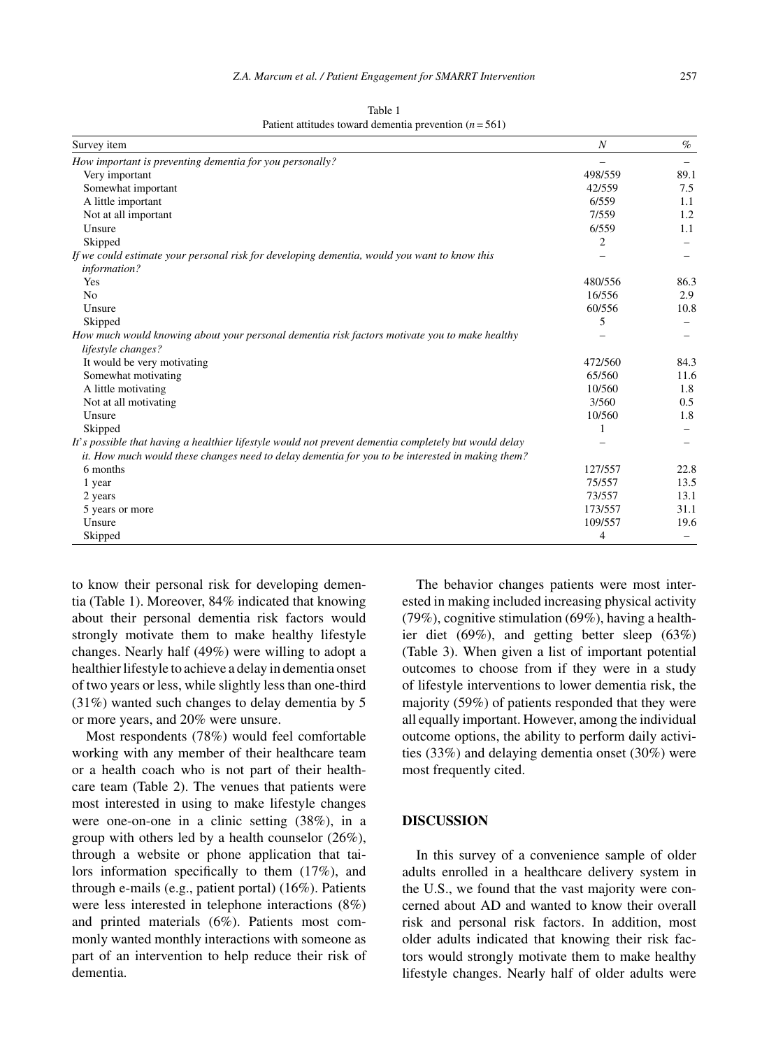Table 1
Patient attitudes toward dementia prevention ($n = 561$)

| Survey item | *N* | % |
|---|---|---|
| *How important is preventing dementia for you personally?* | – | – |
| Very important | 498/559 | 89.1 |
| Somewhat important | 42/559 | 7.5 |
| A little important | 6/559 | 1.1 |
| Not at all important | 7/559 | 1.2 |
| Unsure | 6/559 | 1.1 |
| Skipped | 2 | – |
| *If we could estimate your personal risk for developing dementia, would you want to know this information?* | – | – |
| Yes | 480/556 | 86.3 |
| No | 16/556 | 2.9 |
| Unsure | 60/556 | 10.8 |
| Skipped | 5 | – |
| *How much would knowing about your personal dementia risk factors motivate you to make healthy lifestyle changes?* | – | – |
| It would be very motivating | 472/560 | 84.3 |
| Somewhat motivating | 65/560 | 11.6 |
| A little motivating | 10/560 | 1.8 |
| Not at all motivating | 3/560 | 0.5 |
| Unsure | 10/560 | 1.8 |
| Skipped | 1 | – |
| *It's possible that having a healthier lifestyle would not prevent dementia completely but would delay it. How much would these changes need to delay dementia for you to be interested in making them?* | – | – |
| 6 months | 127/557 | 22.8 |
| 1 year | 75/557 | 13.5 |
| 2 years | 73/557 | 13.1 |
| 5 years or more | 173/557 | 31.1 |
| Unsure | 109/557 | 19.6 |
| Skipped | 4 | – |

to know their personal risk for developing dementia (Table 1). Moreover, 84% indicated that knowing about their personal dementia risk factors would strongly motivate them to make healthy lifestyle changes. Nearly half (49%) were willing to adopt a healthier lifestyle to achieve a delay in dementia onset of two years or less, while slightly less than one-third (31%) wanted such changes to delay dementia by 5 or more years, and 20% were unsure.

Most respondents (78%) would feel comfortable working with any member of their healthcare team or a health coach who is not part of their healthcare team (Table 2). The venues that patients were most interested in using to make lifestyle changes were one-on-one in a clinic setting (38%), in a group with others led by a health counselor (26%), through a website or phone application that tailors information specifically to them (17%), and through e-mails (e.g., patient portal) (16%). Patients were less interested in telephone interactions (8%) and printed materials (6%). Patients most commonly wanted monthly interactions with someone as part of an intervention to help reduce their risk of dementia.

The behavior changes patients were most interested in making included increasing physical activity (79%), cognitive stimulation (69%), having a healthier diet (69%), and getting better sleep (63%) (Table 3). When given a list of important potential outcomes to choose from if they were in a study of lifestyle interventions to lower dementia risk, the majority (59%) of patients responded that they were all equally important. However, among the individual outcome options, the ability to perform daily activities (33%) and delaying dementia onset (30%) were most frequently cited.

## DISCUSSION

In this survey of a convenience sample of older adults enrolled in a healthcare delivery system in the U.S., we found that the vast majority were concerned about AD and wanted to know their overall risk and personal risk factors. In addition, most older adults indicated that knowing their risk factors would strongly motivate them to make healthy lifestyle changes. Nearly half of older adults were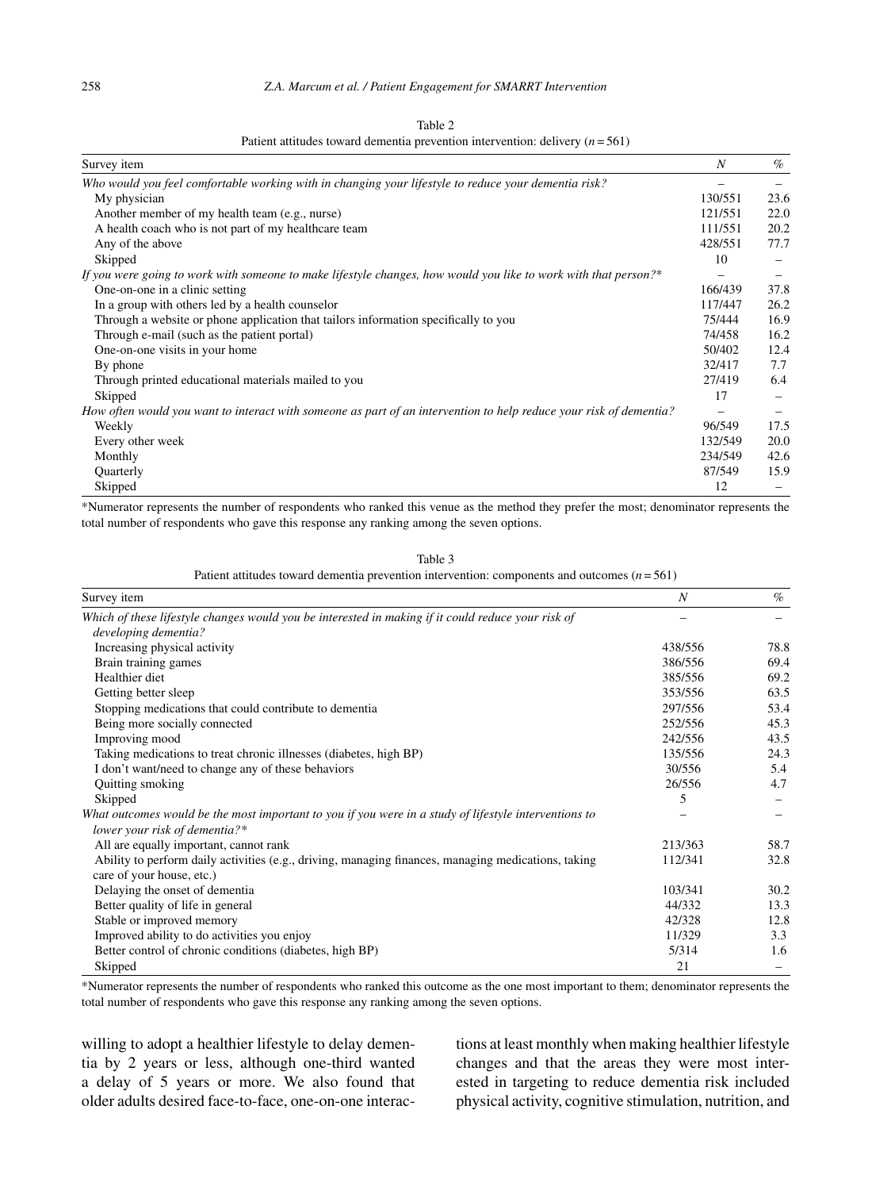Table 2
Patient attitudes toward dementia prevention intervention: delivery ($n = 561$)

| Survey item | N | % |
|---|---|---|
| *Who would you feel comfortable working with in changing your lifestyle to reduce your dementia risk?* | – | – |
| My physician | 130/551 | 23.6 |
| Another member of my health team (e.g., nurse) | 121/551 | 22.0 |
| A health coach who is not part of my healthcare team | 111/551 | 20.2 |
| Any of the above | 428/551 | 77.7 |
| Skipped | 10 | – |
| *If you were going to work with someone to make lifestyle changes, how would you like to work with that person?** | – | – |
| One-on-one in a clinic setting | 166/439 | 37.8 |
| In a group with others led by a health counselor | 117/447 | 26.2 |
| Through a website or phone application that tailors information specifically to you | 75/444 | 16.9 |
| Through e-mail (such as the patient portal) | 74/458 | 16.2 |
| One-on-one visits in your home | 50/402 | 12.4 |
| By phone | 32/417 | 7.7 |
| Through printed educational materials mailed to you | 27/419 | 6.4 |
| Skipped | 17 | – |
| *How often would you want to interact with someone as part of an intervention to help reduce your risk of dementia?* | – | – |
| Weekly | 96/549 | 17.5 |
| Every other week | 132/549 | 20.0 |
| Monthly | 234/549 | 42.6 |
| Quarterly | 87/549 | 15.9 |
| Skipped | 12 | – |

*Numerator represents the number of respondents who ranked this venue as the method they prefer the most; denominator represents the total number of respondents who gave this response any ranking among the seven options.

Table 3
Patient attitudes toward dementia prevention intervention: components and outcomes ($n = 561$)

| Survey item | N | % |
|---|---|---|
| *Which of these lifestyle changes would you be interested in making if it could reduce your risk of developing dementia?* | – | – |
| Increasing physical activity | 438/556 | 78.8 |
| Brain training games | 386/556 | 69.4 |
| Healthier diet | 385/556 | 69.2 |
| Getting better sleep | 353/556 | 63.5 |
| Stopping medications that could contribute to dementia | 297/556 | 53.4 |
| Being more socially connected | 252/556 | 45.3 |
| Improving mood | 242/556 | 43.5 |
| Taking medications to treat chronic illnesses (diabetes, high BP) | 135/556 | 24.3 |
| I don't want/need to change any of these behaviors | 30/556 | 5.4 |
| Quitting smoking | 26/556 | 4.7 |
| Skipped | 5 | – |
| *What outcomes would be the most important to you if you were in a study of lifestyle interventions to lower your risk of dementia?** | – | – |
| All are equally important, cannot rank | 213/363 | 58.7 |
| Ability to perform daily activities (e.g., driving, managing finances, managing medications, taking care of your house, etc.) | 112/341 | 32.8 |
| Delaying the onset of dementia | 103/341 | 30.2 |
| Better quality of life in general | 44/332 | 13.3 |
| Stable or improved memory | 42/328 | 12.8 |
| Improved ability to do activities you enjoy | 11/329 | 3.3 |
| Better control of chronic conditions (diabetes, high BP) | 5/314 | 1.6 |
| Skipped | 21 | – |

*Numerator represents the number of respondents who ranked this outcome as the one most important to them; denominator represents the total number of respondents who gave this response any ranking among the seven options.

willing to adopt a healthier lifestyle to delay dementia by 2 years or less, although one-third wanted a delay of 5 years or more. We also found that older adults desired face-to-face, one-on-one interactions at least monthly when making healthier lifestyle changes and that the areas they were most interested in targeting to reduce dementia risk included physical activity, cognitive stimulation, nutrition, and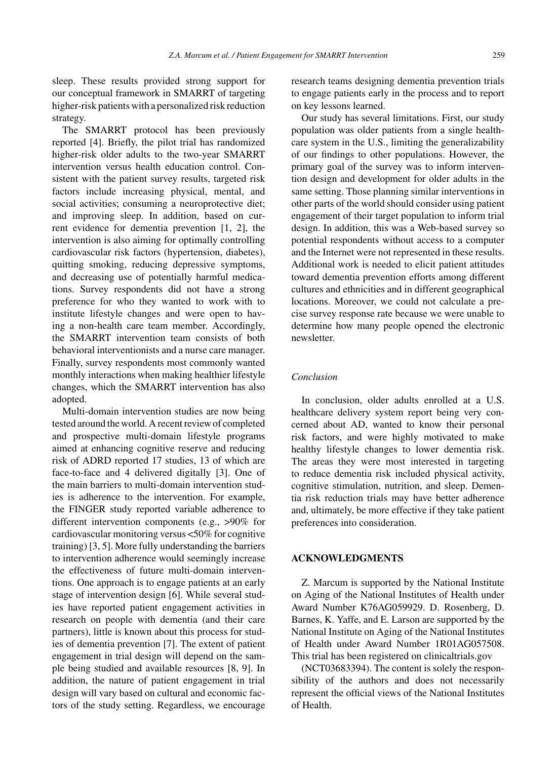sleep. These results provided strong support for our conceptual framework in SMARRT of targeting higher-risk patients with a personalized risk reduction strategy.

The SMARRT protocol has been previously reported [4]. Briefly, the pilot trial has randomized higher-risk older adults to the two-year SMARRT intervention versus health education control. Consistent with the patient survey results, targeted risk factors include increasing physical, mental, and social activities; consuming a neuroprotective diet; and improving sleep. In addition, based on current evidence for dementia prevention [1, 2], the intervention is also aiming for optimally controlling cardiovascular risk factors (hypertension, diabetes), quitting smoking, reducing depressive symptoms, and decreasing use of potentially harmful medications. Survey respondents did not have a strong preference for who they wanted to work with to institute lifestyle changes and were open to having a non-health care team member. Accordingly, the SMARRT intervention team consists of both behavioral interventionists and a nurse care manager. Finally, survey respondents most commonly wanted monthly interactions when making healthier lifestyle changes, which the SMARRT intervention has also adopted.

Multi-domain intervention studies are now being tested around the world. A recent review of completed and prospective multi-domain lifestyle programs aimed at enhancing cognitive reserve and reducing risk of ADRD reported 17 studies, 13 of which are face-to-face and 4 delivered digitally [3]. One of the main barriers to multi-domain intervention studies is adherence to the intervention. For example, the FINGER study reported variable adherence to different intervention components (e.g., >90% for cardiovascular monitoring versus <50% for cognitive training) [3, 5]. More fully understanding the barriers to intervention adherence would seemingly increase the effectiveness of future multi-domain interventions. One approach is to engage patients at an early stage of intervention design [6]. While several studies have reported patient engagement activities in research on people with dementia (and their care partners), little is known about this process for studies of dementia prevention [7]. The extent of patient engagement in trial design will depend on the sample being studied and available resources [8, 9]. In addition, the nature of patient engagement in trial design will vary based on cultural and economic factors of the study setting. Regardless, we encourage research teams designing dementia prevention trials to engage patients early in the process and to report on key lessons learned.

Our study has several limitations. First, our study population was older patients from a single healthcare system in the U.S., limiting the generalizability of our findings to other populations. However, the primary goal of the survey was to inform intervention design and development for older adults in the same setting. Those planning similar interventions in other parts of the world should consider using patient engagement of their target population to inform trial design. In addition, this was a Web-based survey so potential respondents without access to a computer and the Internet were not represented in these results. Additional work is needed to elicit patient attitudes toward dementia prevention efforts among different cultures and ethnicities and in different geographical locations. Moreover, we could not calculate a precise survey response rate because we were unable to determine how many people opened the electronic newsletter.

### *Conclusion*

In conclusion, older adults enrolled at a U.S. healthcare delivery system report being very concerned about AD, wanted to know their personal risk factors, and were highly motivated to make healthy lifestyle changes to lower dementia risk. The areas they were most interested in targeting to reduce dementia risk included physical activity, cognitive stimulation, nutrition, and sleep. Dementia risk reduction trials may have better adherence and, ultimately, be more effective if they take patient preferences into consideration.

## ACKNOWLEDGMENTS

Z. Marcum is supported by the National Institute on Aging of the National Institutes of Health under Award Number K76AG059929. D. Rosenberg, D. Barnes, K. Yaffe, and E. Larson are supported by the National Institute on Aging of the National Institutes of Health under Award Number 1R01AG057508. This trial has been registered on clinicaltrials.gov (NCT03683394). The content is solely the responsibility of the authors and does not necessarily represent the official views of the National Institutes of Health.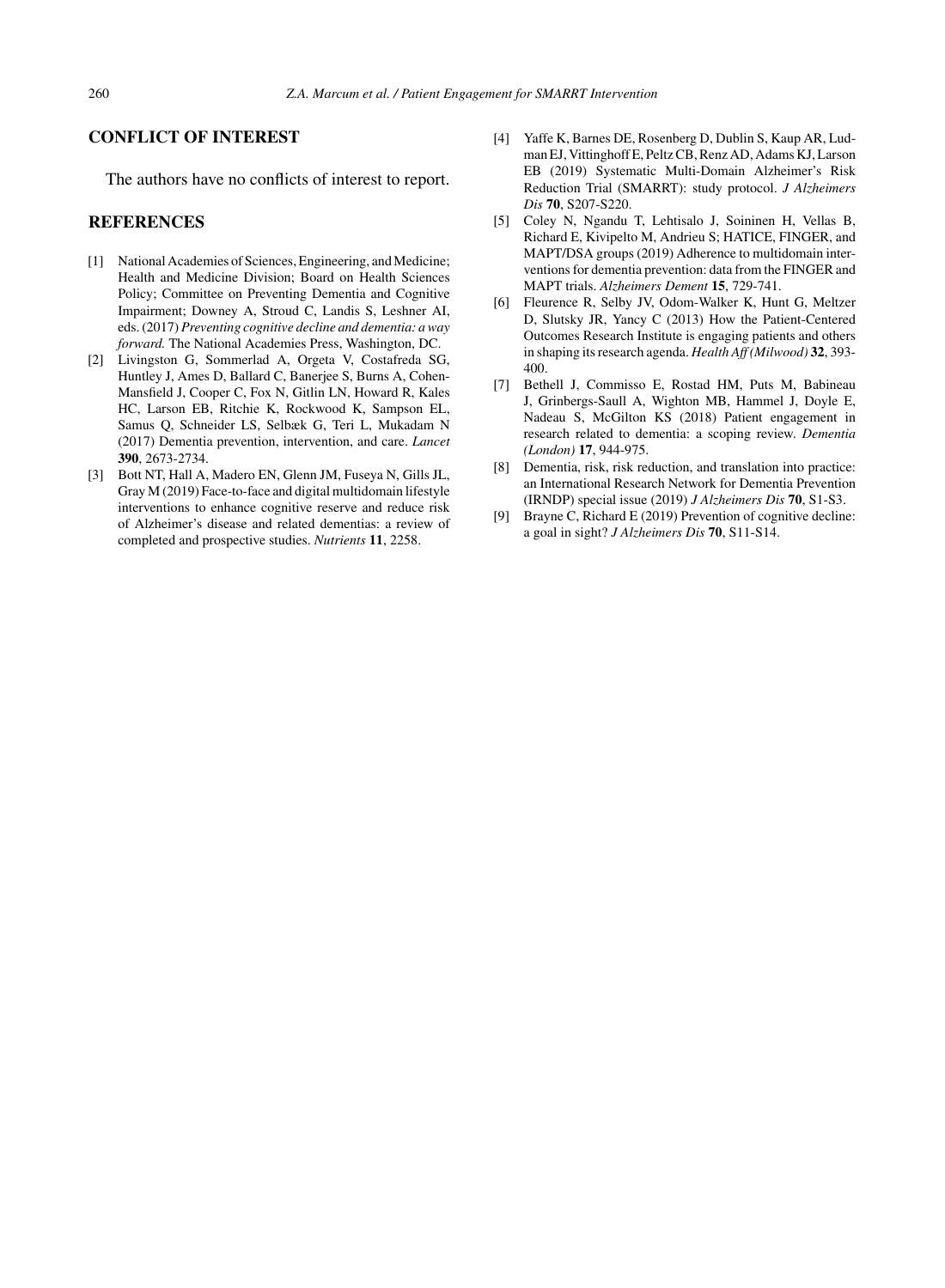## CONFLICT OF INTEREST

The authors have no conflicts of interest to report.

## REFERENCES

[1] National Academies of Sciences, Engineering, and Medicine; Health and Medicine Division; Board on Health Sciences Policy; Committee on Preventing Dementia and Cognitive Impairment; Downey A, Stroud C, Landis S, Leshner AI, eds. (2017) *Preventing cognitive decline and dementia: a way forward.* The National Academies Press, Washington, DC.

[2] Livingston G, Sommerlad A, Orgeta V, Costafreda SG, Huntley J, Ames D, Ballard C, Banerjee S, Burns A, Cohen-Mansfield J, Cooper C, Fox N, Gitlin LN, Howard R, Kales HC, Larson EB, Ritchie K, Rockwood K, Sampson EL, Samus Q, Schneider LS, Selbæk G, Teri L, Mukadam N (2017) Dementia prevention, intervention, and care. *Lancet* **390**, 2673-2734.

[3] Bott NT, Hall A, Madero EN, Glenn JM, Fuseya N, Gills JL, Gray M (2019) Face-to-face and digital multidomain lifestyle interventions to enhance cognitive reserve and reduce risk of Alzheimer's disease and related dementias: a review of completed and prospective studies. *Nutrients* **11**, 2258.

[4] Yaffe K, Barnes DE, Rosenberg D, Dublin S, Kaup AR, Ludman EJ, Vittinghoff E, Peltz CB, Renz AD, Adams KJ, Larson EB (2019) Systematic Multi-Domain Alzheimer's Risk Reduction Trial (SMARRT): study protocol. *J Alzheimers Dis* **70**, S207-S220.

[5] Coley N, Ngandu T, Lehtisalo J, Soininen H, Vellas B, Richard E, Kivipelto M, Andrieu S; HATICE, FINGER, and MAPT/DSA groups (2019) Adherence to multidomain interventions for dementia prevention: data from the FINGER and MAPT trials. *Alzheimers Dement* **15**, 729-741.

[6] Fleurence R, Selby JV, Odom-Walker K, Hunt G, Meltzer D, Slutsky JR, Yancy C (2013) How the Patient-Centered Outcomes Research Institute is engaging patients and others in shaping its research agenda. *Health Aff (Milwood)* **32**, 393-400.

[7] Bethell J, Commisso E, Rostad HM, Puts M, Babineau J, Grinbergs-Saull A, Wighton MB, Hammel J, Doyle E, Nadeau S, McGilton KS (2018) Patient engagement in research related to dementia: a scoping review. *Dementia (London)* **17**, 944-975.

[8] Dementia, risk, risk reduction, and translation into practice: an International Research Network for Dementia Prevention (IRNDP) special issue (2019) *J Alzheimers Dis* **70**, S1-S3.

[9] Brayne C, Richard E (2019) Prevention of cognitive decline: a goal in sight? *J Alzheimers Dis* **70**, S11-S14.